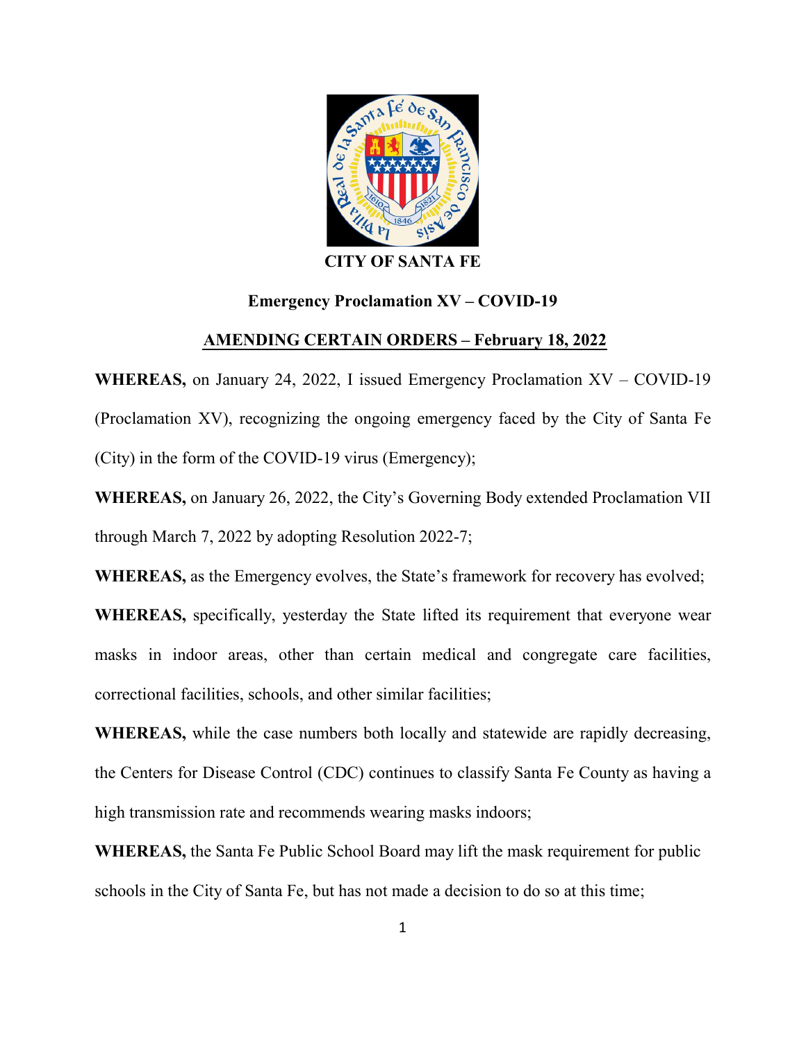**CITY OF SANTA FE**

## Emergency Proclamation XV – COVID-19

## AMENDING CERTAIN ORDERS – February 18, 2022

**WHEREAS,** on January 24, 2022, I issued Emergency Proclamation XV – COVID-19 (Proclamation XV), recognizing the ongoing emergency faced by the City of Santa Fe (City) in the form of the COVID-19 virus (Emergency);

**WHEREAS,** on January 26, 2022, the City's Governing Body extended Proclamation VII through March 7, 2022 by adopting Resolution 2022-7;

**WHEREAS,** as the Emergency evolves, the State's framework for recovery has evolved;

**WHEREAS,** specifically, yesterday the State lifted its requirement that everyone wear masks in indoor areas, other than certain medical and congregate care facilities, correctional facilities, schools, and other similar facilities;

**WHEREAS,** while the case numbers both locally and statewide are rapidly decreasing, the Centers for Disease Control (CDC) continues to classify Santa Fe County as having a high transmission rate and recommends wearing masks indoors;

**WHEREAS,** the Santa Fe Public School Board may lift the mask requirement for public schools in the City of Santa Fe, but has not made a decision to do so at this time;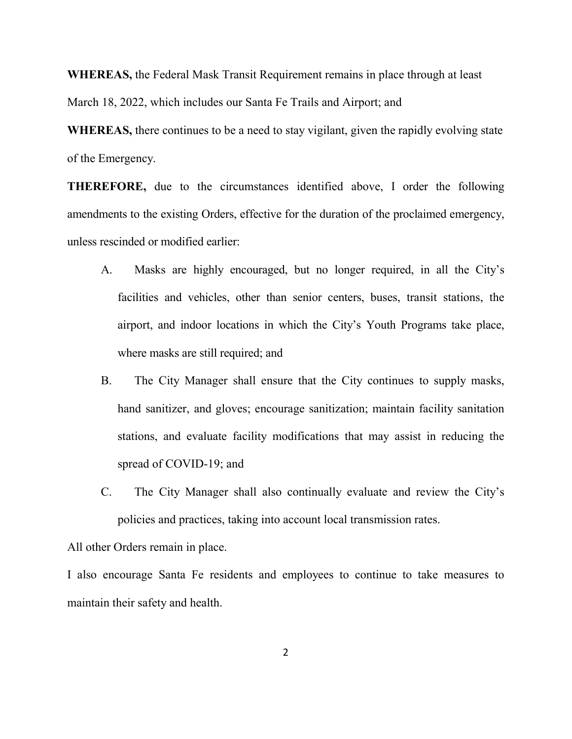**WHEREAS,** the Federal Mask Transit Requirement remains in place through at least March 18, 2022, which includes our Santa Fe Trails and Airport; and

**WHEREAS,** there continues to be a need to stay vigilant, given the rapidly evolving state of the Emergency.

**THEREFORE,** due to the circumstances identified above, I order the following amendments to the existing Orders, effective for the duration of the proclaimed emergency, unless rescinded or modified earlier:

A. Masks are highly encouraged, but no longer required, in all the City's facilities and vehicles, other than senior centers, buses, transit stations, the airport, and indoor locations in which the City's Youth Programs take place, where masks are still required; and

B. The City Manager shall ensure that the City continues to supply masks, hand sanitizer, and gloves; encourage sanitization; maintain facility sanitation stations, and evaluate facility modifications that may assist in reducing the spread of COVID-19; and

C. The City Manager shall also continually evaluate and review the City's policies and practices, taking into account local transmission rates.

All other Orders remain in place.

I also encourage Santa Fe residents and employees to continue to take measures to maintain their safety and health.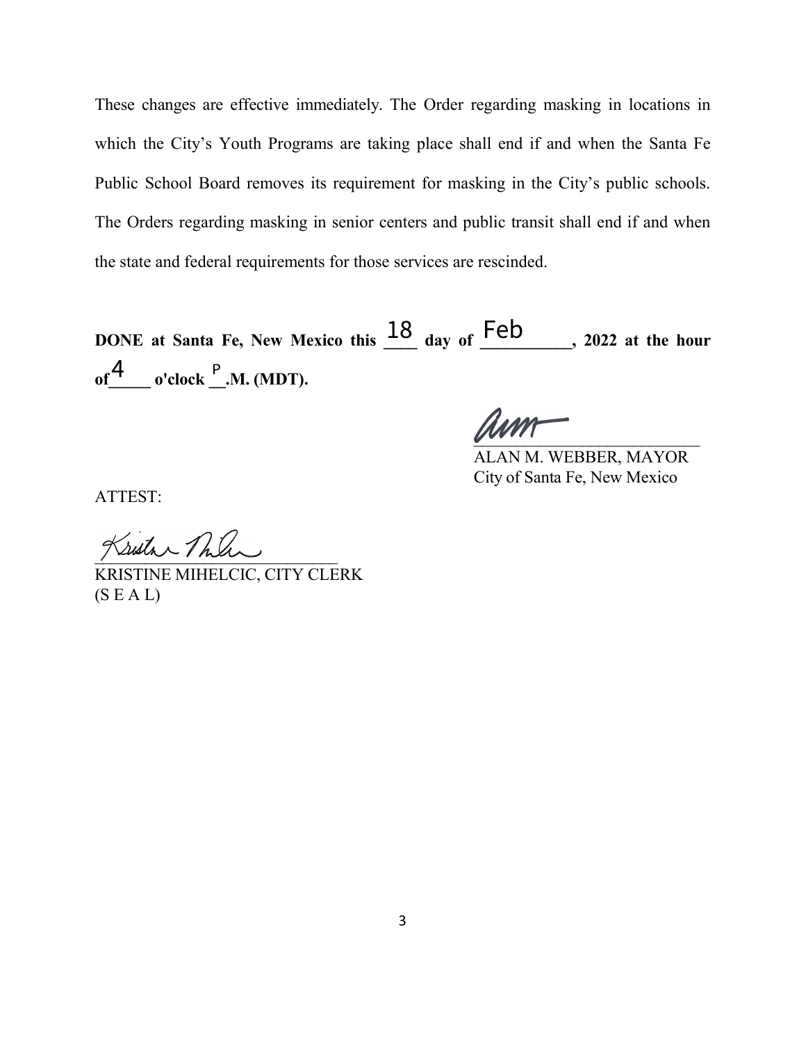These changes are effective immediately. The Order regarding masking in locations in which the City's Youth Programs are taking place shall end if and when the Santa Fe Public School Board removes its requirement for masking in the City's public schools. The Orders regarding masking in senior centers and public transit shall end if and when the state and federal requirements for those services are rescinded.

**DONE at Santa Fe, New Mexico this 18 day of Feb, 2022 at the hour of 4 o'clock P.M. (MDT).**

ALAN M. WEBBER, MAYOR
City of Santa Fe, New Mexico

ATTEST:

KRISTINE MIHELCIC, CITY CLERK
(S E A L)